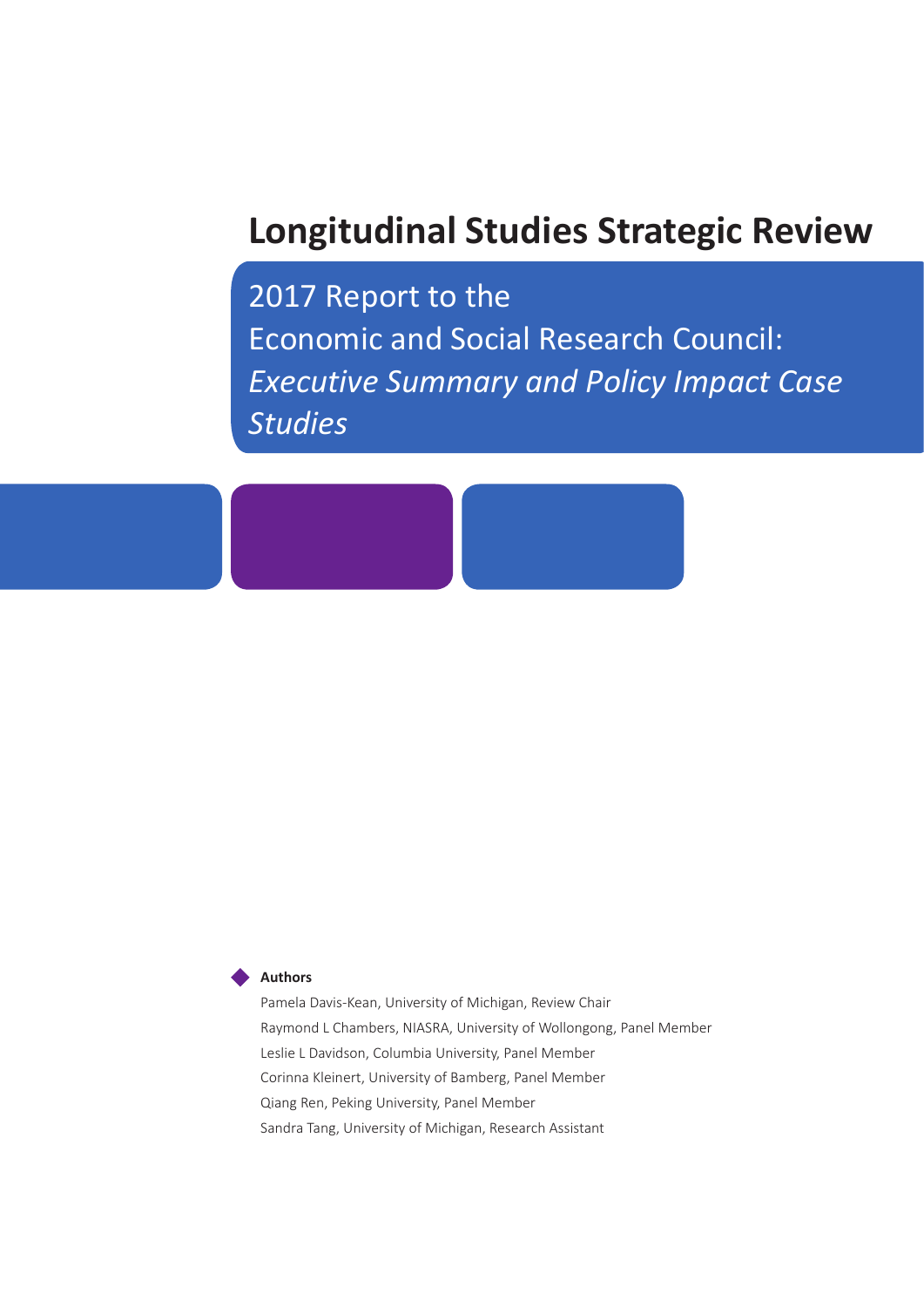# Longitudinal Studies Strategic Review

## 2017 Report to the Economic and Social Research Council: *Executive Summary and Policy Impact Case Studies*

**Authors**

Pamela Davis-Kean, University of Michigan, Review Chair
Raymond L Chambers, NIASRA, University of Wollongong, Panel Member
Leslie L Davidson, Columbia University, Panel Member
Corinna Kleinert, University of Bamberg, Panel Member
Qiang Ren, Peking University, Panel Member
Sandra Tang, University of Michigan, Research Assistant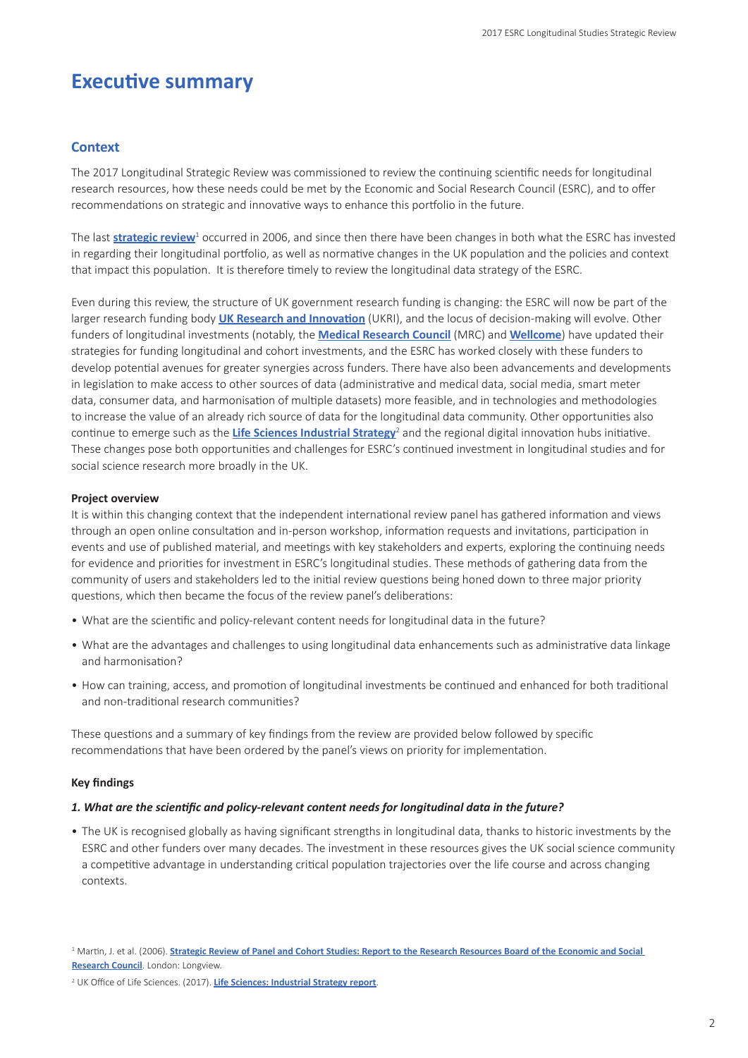# Executive summary

## Context

The 2017 Longitudinal Strategic Review was commissioned to review the continuing scientific needs for longitudinal research resources, how these needs could be met by the Economic and Social Research Council (ESRC), and to offer recommendations on strategic and innovative ways to enhance this portfolio in the future.

The last **strategic review**[1] occurred in 2006, and since then there have been changes in both what the ESRC has invested in regarding their longitudinal portfolio, as well as normative changes in the UK population and the policies and context that impact this population. It is therefore timely to review the longitudinal data strategy of the ESRC.

Even during this review, the structure of UK government research funding is changing: the ESRC will now be part of the larger research funding body **UK Research and Innovation** (UKRI), and the locus of decision-making will evolve. Other funders of longitudinal investments (notably, the **Medical Research Council** (MRC) and **Wellcome**) have updated their strategies for funding longitudinal and cohort investments, and the ESRC has worked closely with these funders to develop potential avenues for greater synergies across funders. There have also been advancements and developments in legislation to make access to other sources of data (administrative and medical data, social media, smart meter data, consumer data, and harmonisation of multiple datasets) more feasible, and in technologies and methodologies to increase the value of an already rich source of data for the longitudinal data community. Other opportunities also continue to emerge such as the **Life Sciences Industrial Strategy**[2] and the regional digital innovation hubs initiative. These changes pose both opportunities and challenges for ESRC's continued investment in longitudinal studies and for social science research more broadly in the UK.

**Project overview**

It is within this changing context that the independent international review panel has gathered information and views through an open online consultation and in-person workshop, information requests and invitations, participation in events and use of published material, and meetings with key stakeholders and experts, exploring the continuing needs for evidence and priorities for investment in ESRC's longitudinal studies. These methods of gathering data from the community of users and stakeholders led to the initial review questions being honed down to three major priority questions, which then became the focus of the review panel's deliberations:

- What are the scientific and policy-relevant content needs for longitudinal data in the future?
- What are the advantages and challenges to using longitudinal data enhancements such as administrative data linkage and harmonisation?
- How can training, access, and promotion of longitudinal investments be continued and enhanced for both traditional and non-traditional research communities?

These questions and a summary of key findings from the review are provided below followed by specific recommendations that have been ordered by the panel's views on priority for implementation.

**Key findings**

***1. What are the scientific and policy-relevant content needs for longitudinal data in the future?***

- The UK is recognised globally as having significant strengths in longitudinal data, thanks to historic investments by the ESRC and other funders over many decades. The investment in these resources gives the UK social science community a competitive advantage in understanding critical population trajectories over the life course and across changing contexts.

[1] Martin, J. et al. (2006). **Strategic Review of Panel and Cohort Studies: Report to the Research Resources Board of the Economic and Social Research Council**. London: Longview.

[2] UK Office of Life Sciences. (2017). **Life Sciences: Industrial Strategy report**.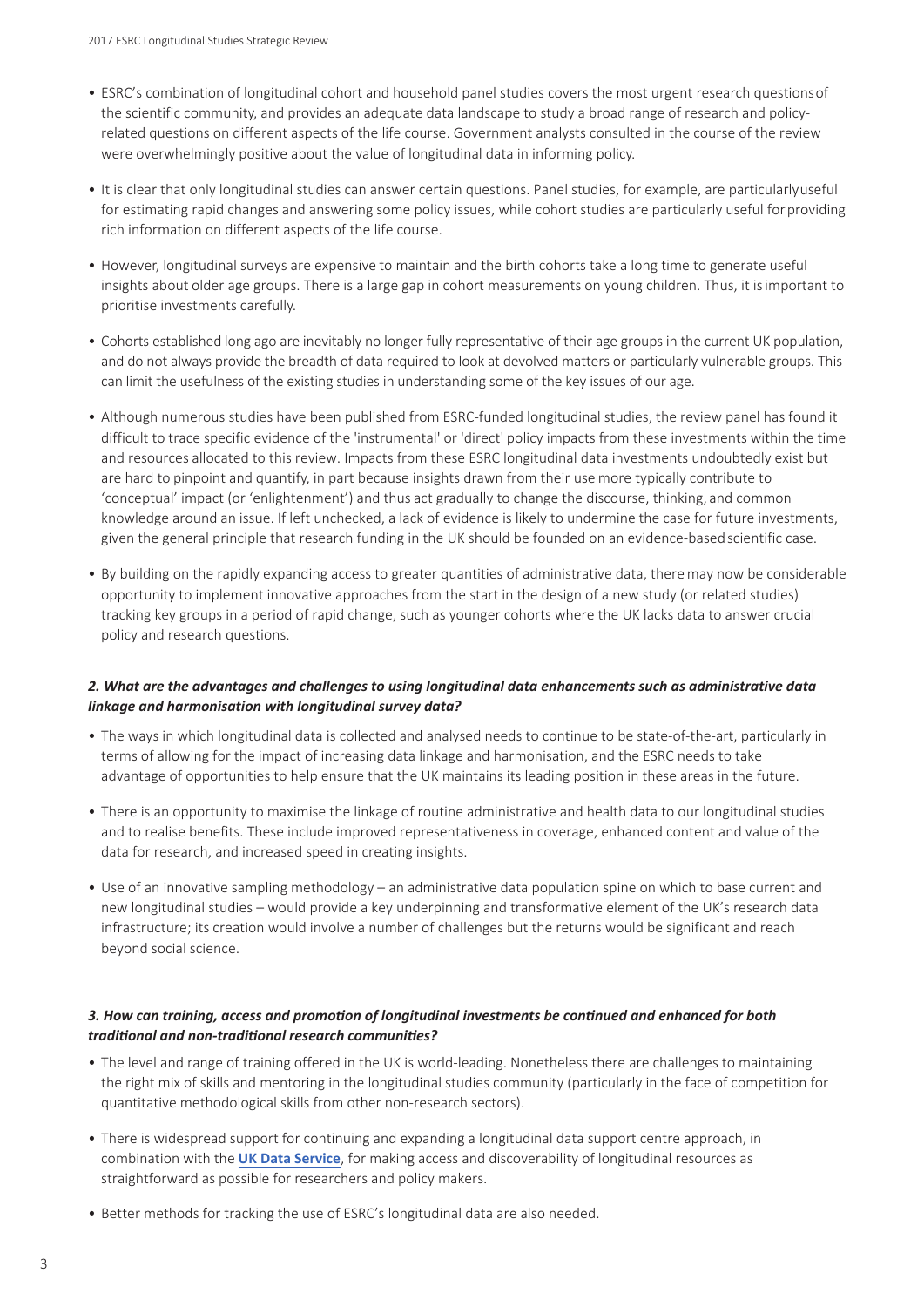- ESRC's combination of longitudinal cohort and household panel studies covers the most urgent research questions of the scientific community, and provides an adequate data landscape to study a broad range of research and policy-related questions on different aspects of the life course. Government analysts consulted in the course of the review were overwhelmingly positive about the value of longitudinal data in informing policy.
- It is clear that only longitudinal studies can answer certain questions. Panel studies, for example, are particularly useful for estimating rapid changes and answering some policy issues, while cohort studies are particularly useful for providing rich information on different aspects of the life course.
- However, longitudinal surveys are expensive to maintain and the birth cohorts take a long time to generate useful insights about older age groups. There is a large gap in cohort measurements on young children. Thus, it is important to prioritise investments carefully.
- Cohorts established long ago are inevitably no longer fully representative of their age groups in the current UK population, and do not always provide the breadth of data required to look at devolved matters or particularly vulnerable groups. This can limit the usefulness of the existing studies in understanding some of the key issues of our age.
- Although numerous studies have been published from ESRC-funded longitudinal studies, the review panel has found it difficult to trace specific evidence of the 'instrumental' or 'direct' policy impacts from these investments within the time and resources allocated to this review. Impacts from these ESRC longitudinal data investments undoubtedly exist but are hard to pinpoint and quantify, in part because insights drawn from their use more typically contribute to 'conceptual' impact (or 'enlightenment') and thus act gradually to change the discourse, thinking, and common knowledge around an issue. If left unchecked, a lack of evidence is likely to undermine the case for future investments, given the general principle that research funding in the UK should be founded on an evidence-based scientific case.
- By building on the rapidly expanding access to greater quantities of administrative data, there may now be considerable opportunity to implement innovative approaches from the start in the design of a new study (or related studies) tracking key groups in a period of rapid change, such as younger cohorts where the UK lacks data to answer crucial policy and research questions.

### *2. What are the advantages and challenges to using longitudinal data enhancements such as administrative data linkage and harmonisation with longitudinal survey data?*

- The ways in which longitudinal data is collected and analysed needs to continue to be state-of-the-art, particularly in terms of allowing for the impact of increasing data linkage and harmonisation, and the ESRC needs to take advantage of opportunities to help ensure that the UK maintains its leading position in these areas in the future.
- There is an opportunity to maximise the linkage of routine administrative and health data to our longitudinal studies and to realise benefits. These include improved representativeness in coverage, enhanced content and value of the data for research, and increased speed in creating insights.
- Use of an innovative sampling methodology – an administrative data population spine on which to base current and new longitudinal studies – would provide a key underpinning and transformative element of the UK's research data infrastructure; its creation would involve a number of challenges but the returns would be significant and reach beyond social science.

### *3. How can training, access and promotion of longitudinal investments be continued and enhanced for both traditional and non-traditional research communities?*

- The level and range of training offered in the UK is world-leading. Nonetheless there are challenges to maintaining the right mix of skills and mentoring in the longitudinal studies community (particularly in the face of competition for quantitative methodological skills from other non-research sectors).
- There is widespread support for continuing and expanding a longitudinal data support centre approach, in combination with the **UK Data Service**, for making access and discoverability of longitudinal resources as straightforward as possible for researchers and policy makers.
- Better methods for tracking the use of ESRC's longitudinal data are also needed.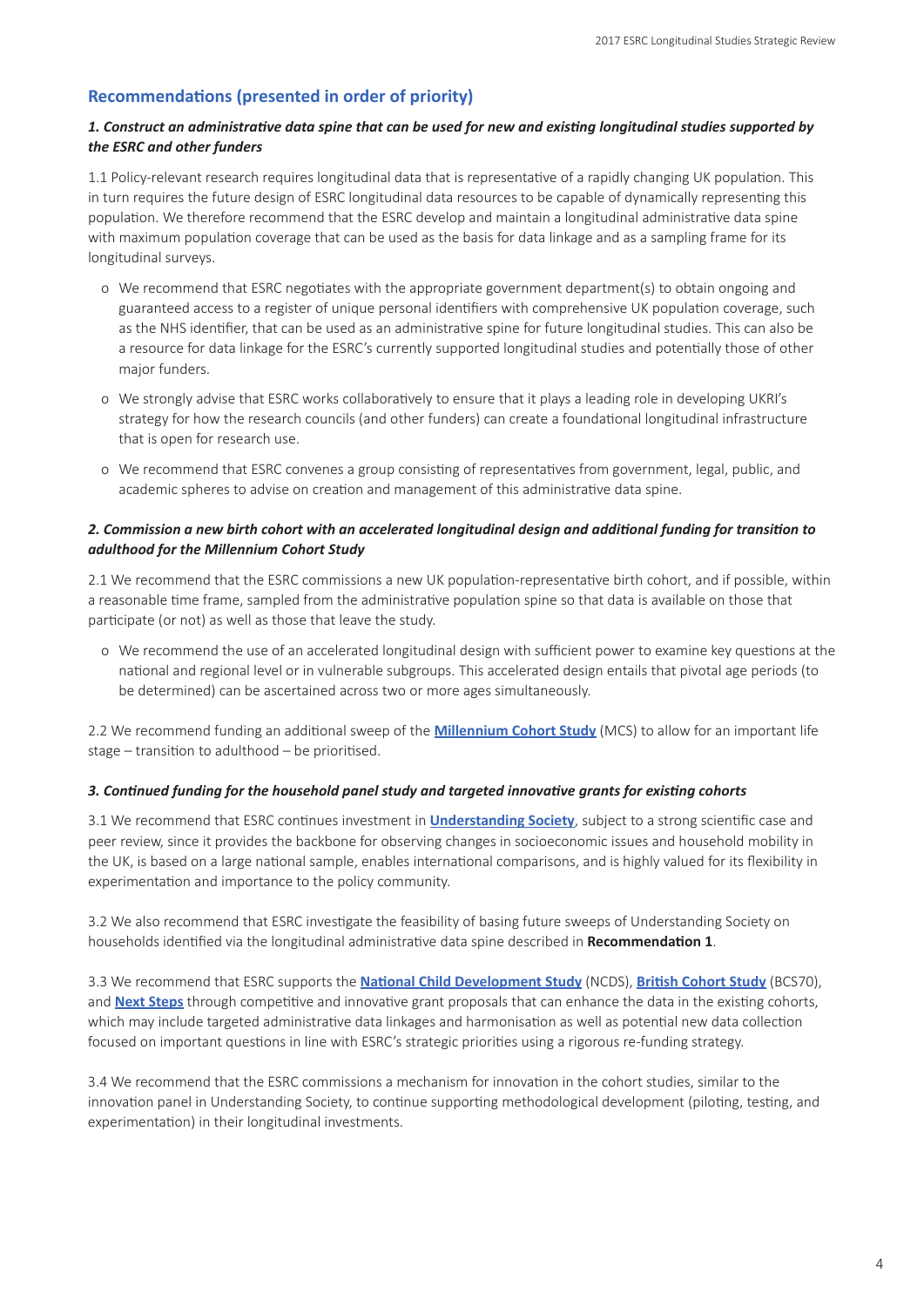## Recommendations (presented in order of priority)

### *1. Construct an administrative data spine that can be used for new and existing longitudinal studies supported by the ESRC and other funders*

1.1 Policy-relevant research requires longitudinal data that is representative of a rapidly changing UK population. This in turn requires the future design of ESRC longitudinal data resources to be capable of dynamically representing this population. We therefore recommend that the ESRC develop and maintain a longitudinal administrative data spine with maximum population coverage that can be used as the basis for data linkage and as a sampling frame for its longitudinal surveys.

- We recommend that ESRC negotiates with the appropriate government department(s) to obtain ongoing and guaranteed access to a register of unique personal identifiers with comprehensive UK population coverage, such as the NHS identifier, that can be used as an administrative spine for future longitudinal studies. This can also be a resource for data linkage for the ESRC's currently supported longitudinal studies and potentially those of other major funders.
- We strongly advise that ESRC works collaboratively to ensure that it plays a leading role in developing UKRI's strategy for how the research councils (and other funders) can create a foundational longitudinal infrastructure that is open for research use.
- We recommend that ESRC convenes a group consisting of representatives from government, legal, public, and academic spheres to advise on creation and management of this administrative data spine.

### *2. Commission a new birth cohort with an accelerated longitudinal design and additional funding for transition to adulthood for the Millennium Cohort Study*

2.1 We recommend that the ESRC commissions a new UK population-representative birth cohort, and if possible, within a reasonable time frame, sampled from the administrative population spine so that data is available on those that participate (or not) as well as those that leave the study.

- We recommend the use of an accelerated longitudinal design with sufficient power to examine key questions at the national and regional level or in vulnerable subgroups. This accelerated design entails that pivotal age periods (to be determined) can be ascertained across two or more ages simultaneously.

2.2 We recommend funding an additional sweep of the **Millennium Cohort Study** (MCS) to allow for an important life stage – transition to adulthood – be prioritised.

### *3. Continued funding for the household panel study and targeted innovative grants for existing cohorts*

3.1 We recommend that ESRC continues investment in **Understanding Society**, subject to a strong scientific case and peer review, since it provides the backbone for observing changes in socioeconomic issues and household mobility in the UK, is based on a large national sample, enables international comparisons, and is highly valued for its flexibility in experimentation and importance to the policy community.

3.2 We also recommend that ESRC investigate the feasibility of basing future sweeps of Understanding Society on households identified via the longitudinal administrative data spine described in **Recommendation 1**.

3.3 We recommend that ESRC supports the **National Child Development Study** (NCDS), **British Cohort Study** (BCS70), and **Next Steps** through competitive and innovative grant proposals that can enhance the data in the existing cohorts, which may include targeted administrative data linkages and harmonisation as well as potential new data collection focused on important questions in line with ESRC's strategic priorities using a rigorous re-funding strategy.

3.4 We recommend that the ESRC commissions a mechanism for innovation in the cohort studies, similar to the innovation panel in Understanding Society, to continue supporting methodological development (piloting, testing, and experimentation) in their longitudinal investments.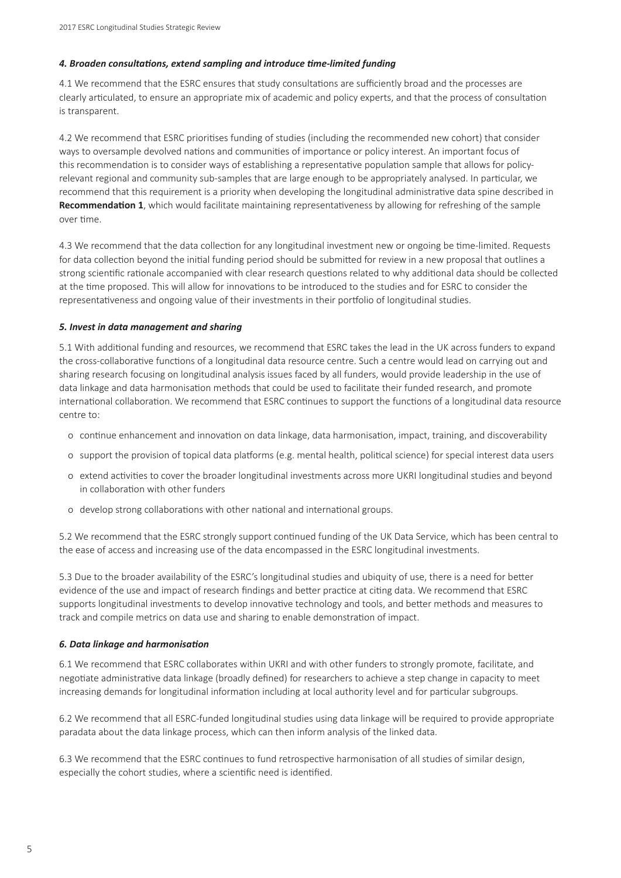#### *4. Broaden consultations, extend sampling and introduce time-limited funding*

4.1 We recommend that the ESRC ensures that study consultations are sufficiently broad and the processes are clearly articulated, to ensure an appropriate mix of academic and policy experts, and that the process of consultation is transparent.

4.2 We recommend that ESRC prioritises funding of studies (including the recommended new cohort) that consider ways to oversample devolved nations and communities of importance or policy interest. An important focus of this recommendation is to consider ways of establishing a representative population sample that allows for policy-relevant regional and community sub-samples that are large enough to be appropriately analysed. In particular, we recommend that this requirement is a priority when developing the longitudinal administrative data spine described in **Recommendation 1**, which would facilitate maintaining representativeness by allowing for refreshing of the sample over time.

4.3 We recommend that the data collection for any longitudinal investment new or ongoing be time-limited. Requests for data collection beyond the initial funding period should be submitted for review in a new proposal that outlines a strong scientific rationale accompanied with clear research questions related to why additional data should be collected at the time proposed. This will allow for innovations to be introduced to the studies and for ESRC to consider the representativeness and ongoing value of their investments in their portfolio of longitudinal studies.

#### *5. Invest in data management and sharing*

5.1 With additional funding and resources, we recommend that ESRC takes the lead in the UK across funders to expand the cross-collaborative functions of a longitudinal data resource centre. Such a centre would lead on carrying out and sharing research focusing on longitudinal analysis issues faced by all funders, would provide leadership in the use of data linkage and data harmonisation methods that could be used to facilitate their funded research, and promote international collaboration. We recommend that ESRC continues to support the functions of a longitudinal data resource centre to:

- continue enhancement and innovation on data linkage, data harmonisation, impact, training, and discoverability
- support the provision of topical data platforms (e.g. mental health, political science) for special interest data users
- extend activities to cover the broader longitudinal investments across more UKRI longitudinal studies and beyond in collaboration with other funders
- develop strong collaborations with other national and international groups.

5.2 We recommend that the ESRC strongly support continued funding of the UK Data Service, which has been central to the ease of access and increasing use of the data encompassed in the ESRC longitudinal investments.

5.3 Due to the broader availability of the ESRC's longitudinal studies and ubiquity of use, there is a need for better evidence of the use and impact of research findings and better practice at citing data. We recommend that ESRC supports longitudinal investments to develop innovative technology and tools, and better methods and measures to track and compile metrics on data use and sharing to enable demonstration of impact.

#### *6. Data linkage and harmonisation*

6.1 We recommend that ESRC collaborates within UKRI and with other funders to strongly promote, facilitate, and negotiate administrative data linkage (broadly defined) for researchers to achieve a step change in capacity to meet increasing demands for longitudinal information including at local authority level and for particular subgroups.

6.2 We recommend that all ESRC-funded longitudinal studies using data linkage will be required to provide appropriate paradata about the data linkage process, which can then inform analysis of the linked data.

6.3 We recommend that the ESRC continues to fund retrospective harmonisation of all studies of similar design, especially the cohort studies, where a scientific need is identified.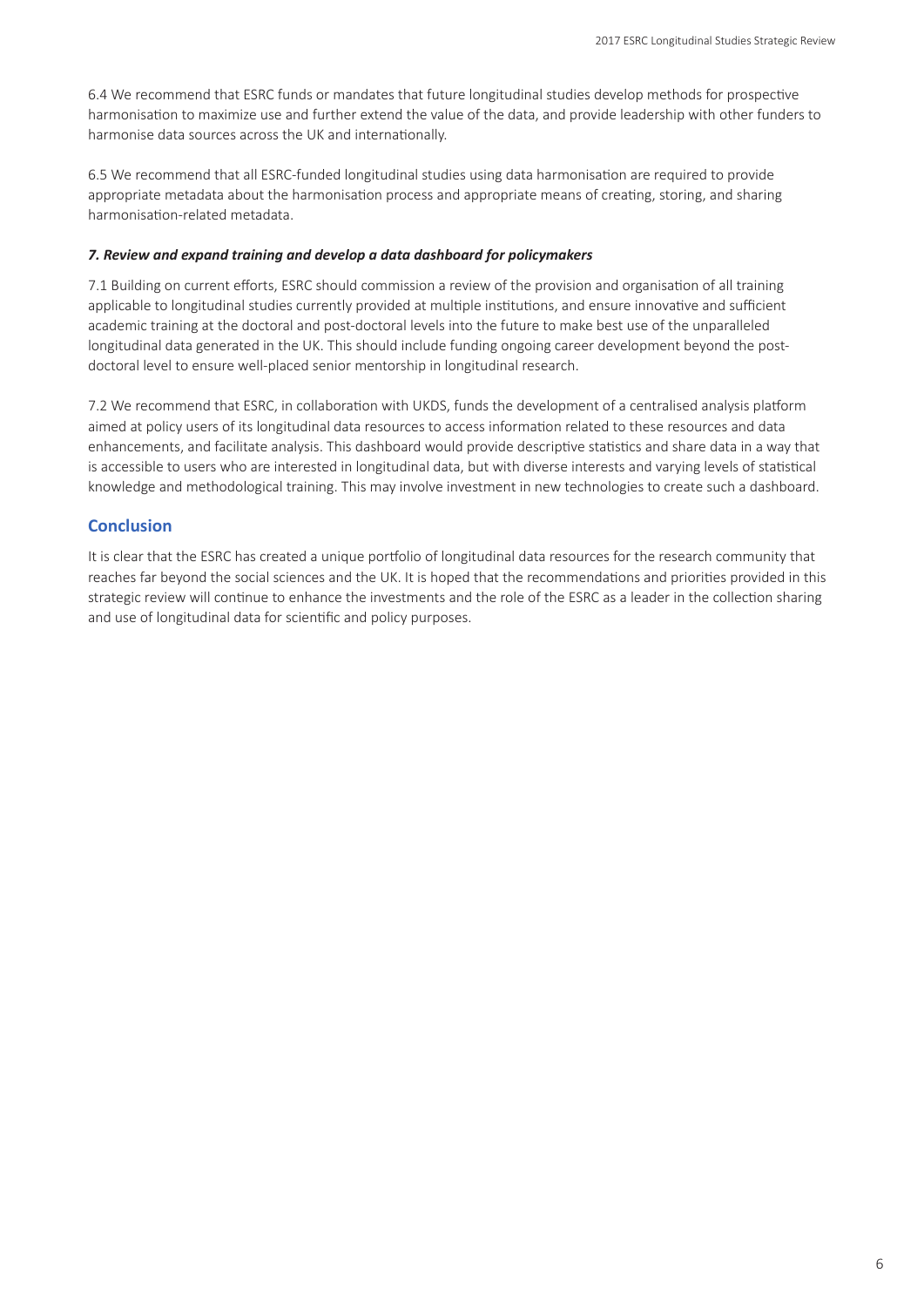6.4 We recommend that ESRC funds or mandates that future longitudinal studies develop methods for prospective harmonisation to maximize use and further extend the value of the data, and provide leadership with other funders to harmonise data sources across the UK and internationally.

6.5 We recommend that all ESRC-funded longitudinal studies using data harmonisation are required to provide appropriate metadata about the harmonisation process and appropriate means of creating, storing, and sharing harmonisation-related metadata.

***7. Review and expand training and develop a data dashboard for policymakers***

7.1 Building on current efforts, ESRC should commission a review of the provision and organisation of all training applicable to longitudinal studies currently provided at multiple institutions, and ensure innovative and sufficient academic training at the doctoral and post-doctoral levels into the future to make best use of the unparalleled longitudinal data generated in the UK. This should include funding ongoing career development beyond the post-doctoral level to ensure well-placed senior mentorship in longitudinal research.

7.2 We recommend that ESRC, in collaboration with UKDS, funds the development of a centralised analysis platform aimed at policy users of its longitudinal data resources to access information related to these resources and data enhancements, and facilitate analysis. This dashboard would provide descriptive statistics and share data in a way that is accessible to users who are interested in longitudinal data, but with diverse interests and varying levels of statistical knowledge and methodological training. This may involve investment in new technologies to create such a dashboard.

## Conclusion

It is clear that the ESRC has created a unique portfolio of longitudinal data resources for the research community that reaches far beyond the social sciences and the UK. It is hoped that the recommendations and priorities provided in this strategic review will continue to enhance the investments and the role of the ESRC as a leader in the collection sharing and use of longitudinal data for scientific and policy purposes.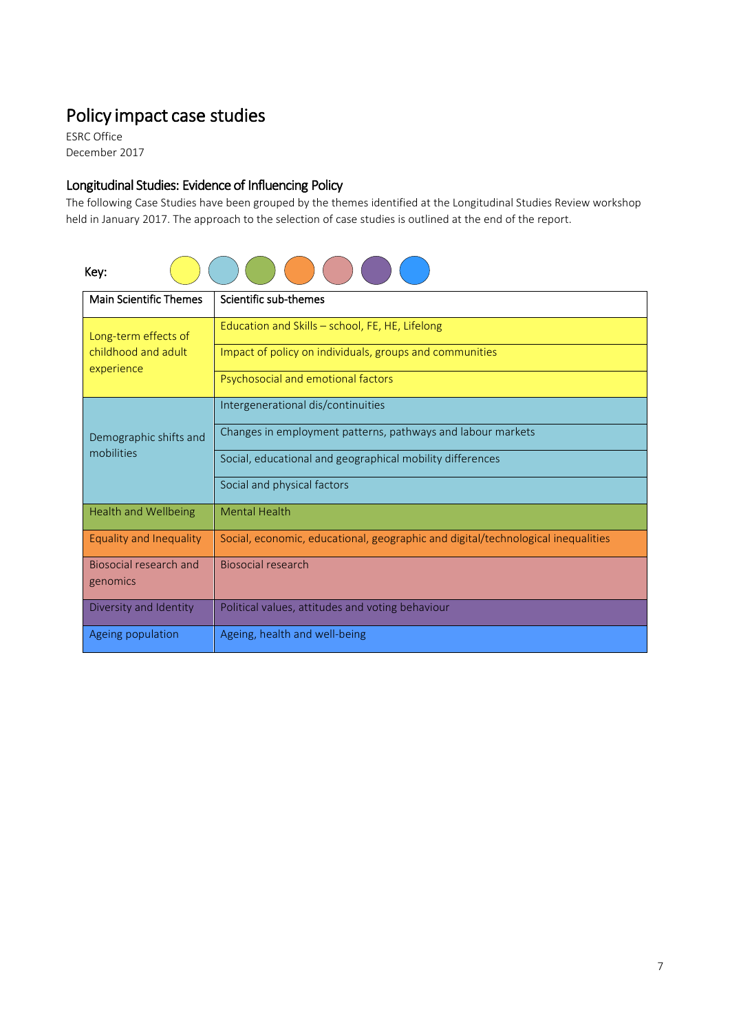# Policy impact case studies

ESRC Office
December 2017

## Longitudinal Studies: Evidence of Influencing Policy

The following Case Studies have been grouped by the themes identified at the Longitudinal Studies Review workshop held in January 2017. The approach to the selection of case studies is outlined at the end of the report.

Key:

| Main Scientific Themes | Scientific sub-themes |
| --- | --- |
| Long-term effects of childhood and adult experience | Education and Skills – school, FE, HE, Lifelong |
| | Impact of policy on individuals, groups and communities |
| | Psychosocial and emotional factors |
| Demographic shifts and mobilities | Intergenerational dis/continuities |
| | Changes in employment patterns, pathways and labour markets |
| | Social, educational and geographical mobility differences |
| | Social and physical factors |
| Health and Wellbeing | Mental Health |
| Equality and Inequality | Social, economic, educational, geographic and digital/technological inequalities |
| Biosocial research and genomics | Biosocial research |
| Diversity and Identity | Political values, attitudes and voting behaviour |
| Ageing population | Ageing, health and well-being |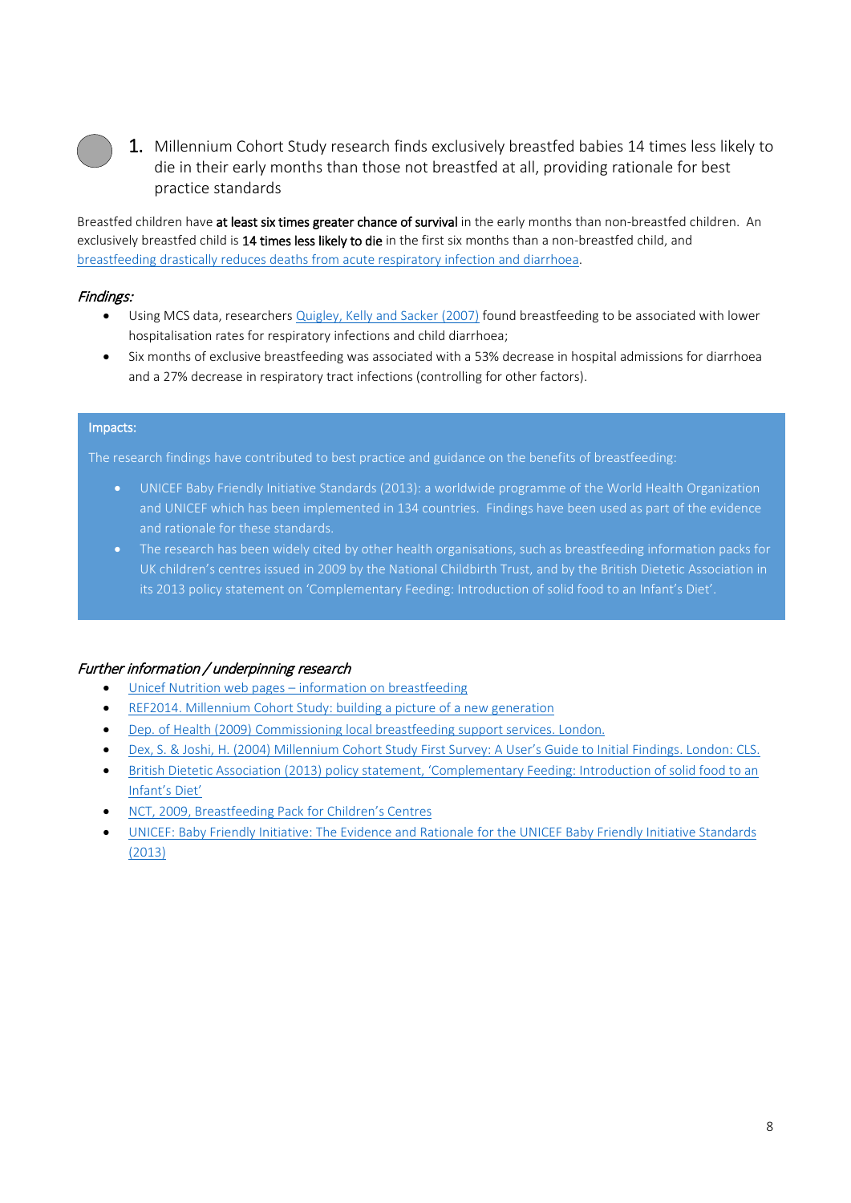## 1. Millennium Cohort Study research finds exclusively breastfed babies 14 times less likely to die in their early months than those not breastfed at all, providing rationale for best practice standards

Breastfed children have **at least six times greater chance of survival** in the early months than non-breastfed children. An exclusively breastfed child is **14 times less likely to die** in the first six months than a non-breastfed child, and breastfeeding drastically reduces deaths from acute respiratory infection and diarrhoea.

### *Findings:*

- Using MCS data, researchers Quigley, Kelly and Sacker (2007) found breastfeeding to be associated with lower hospitalisation rates for respiratory infections and child diarrhoea;
- Six months of exclusive breastfeeding was associated with a 53% decrease in hospital admissions for diarrhoea and a 27% decrease in respiratory tract infections (controlling for other factors).

### Impacts:

The research findings have contributed to best practice and guidance on the benefits of breastfeeding:

- UNICEF Baby Friendly Initiative Standards (2013): a worldwide programme of the World Health Organization and UNICEF which has been implemented in 134 countries. Findings have been used as part of the evidence and rationale for these standards.
- The research has been widely cited by other health organisations, such as breastfeeding information packs for UK children's centres issued in 2009 by the National Childbirth Trust, and by the British Dietetic Association in its 2013 policy statement on 'Complementary Feeding: Introduction of solid food to an Infant's Diet'.

### *Further information / underpinning research*

- Unicef Nutrition web pages – information on breastfeeding
- REF2014. Millennium Cohort Study: building a picture of a new generation
- Dep. of Health (2009) Commissioning local breastfeeding support services. London.
- Dex, S. & Joshi, H. (2004) Millennium Cohort Study First Survey: A User's Guide to Initial Findings. London: CLS.
- British Dietetic Association (2013) policy statement, 'Complementary Feeding: Introduction of solid food to an Infant's Diet'
- NCT, 2009, Breastfeeding Pack for Children's Centres
- UNICEF: Baby Friendly Initiative: The Evidence and Rationale for the UNICEF Baby Friendly Initiative Standards (2013)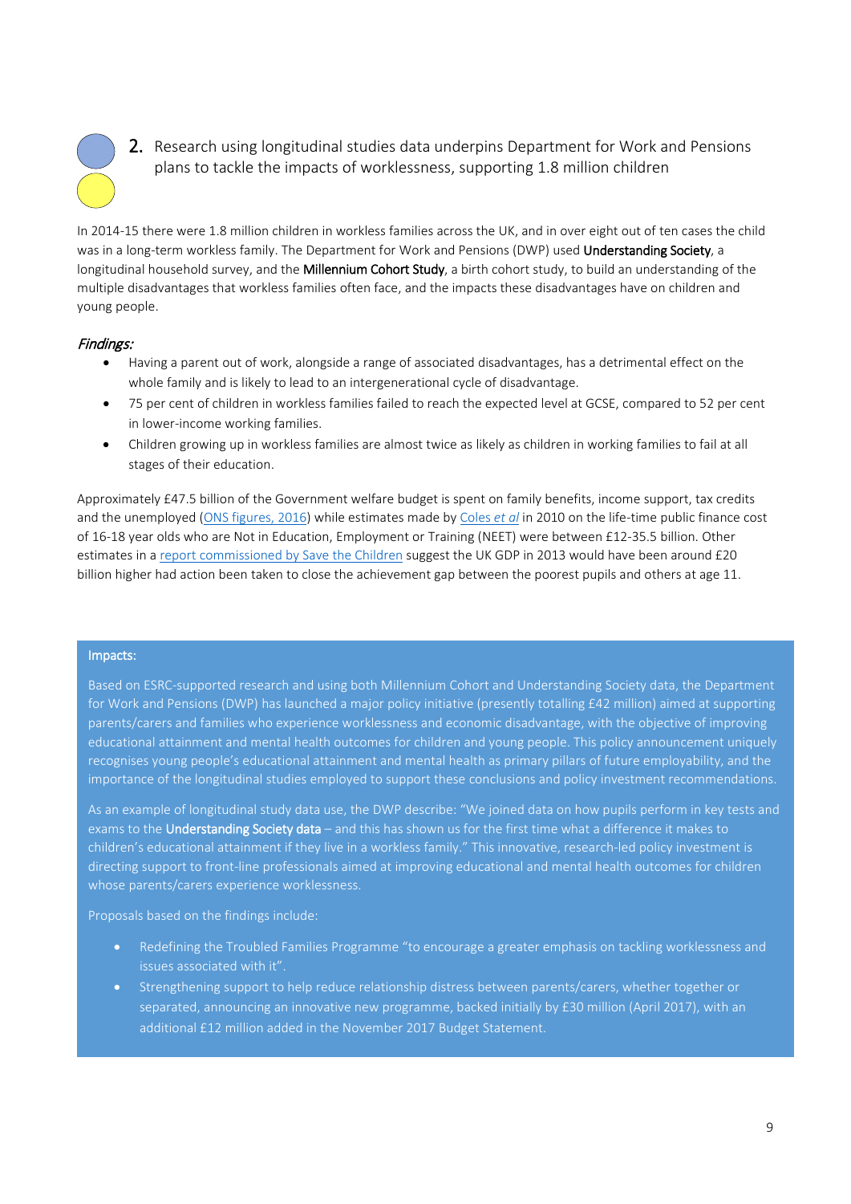## 2. Research using longitudinal studies data underpins Department for Work and Pensions plans to tackle the impacts of worklessness, supporting 1.8 million children

In 2014-15 there were 1.8 million children in workless families across the UK, and in over eight out of ten cases the child was in a long-term workless family. The Department for Work and Pensions (DWP) used **Understanding Society**, a longitudinal household survey, and the **Millennium Cohort Study**, a birth cohort study, to build an understanding of the multiple disadvantages that workless families often face, and the impacts these disadvantages have on children and young people.

### *Findings:*

- Having a parent out of work, alongside a range of associated disadvantages, has a detrimental effect on the whole family and is likely to lead to an intergenerational cycle of disadvantage.
- 75 per cent of children in workless families failed to reach the expected level at GCSE, compared to 52 per cent in lower-income working families.
- Children growing up in workless families are almost twice as likely as children in working families to fail at all stages of their education.

Approximately £47.5 billion of the Government welfare budget is spent on family benefits, income support, tax credits and the unemployed (ONS figures, 2016) while estimates made by Coles *et al* in 2010 on the life-time public finance cost of 16-18 year olds who are Not in Education, Employment or Training (NEET) were between £12-35.5 billion. Other estimates in a report commissioned by Save the Children suggest the UK GDP in 2013 would have been around £20 billion higher had action been taken to close the achievement gap between the poorest pupils and others at age 11.

**Impacts:**

Based on ESRC-supported research and using both Millennium Cohort and Understanding Society data, the Department for Work and Pensions (DWP) has launched a major policy initiative (presently totalling £42 million) aimed at supporting parents/carers and families who experience worklessness and economic disadvantage, with the objective of improving educational attainment and mental health outcomes for children and young people. This policy announcement uniquely recognises young people's educational attainment and mental health as primary pillars of future employability, and the importance of the longitudinal studies employed to support these conclusions and policy investment recommendations.

As an example of longitudinal study data use, the DWP describe: "We joined data on how pupils perform in key tests and exams to the **Understanding Society data** – and this has shown us for the first time what a difference it makes to children's educational attainment if they live in a workless family." This innovative, research-led policy investment is directing support to front-line professionals aimed at improving educational and mental health outcomes for children whose parents/carers experience worklessness.

Proposals based on the findings include:

- Redefining the Troubled Families Programme "to encourage a greater emphasis on tackling worklessness and issues associated with it".
- Strengthening support to help reduce relationship distress between parents/carers, whether together or separated, announcing an innovative new programme, backed initially by £30 million (April 2017), with an additional £12 million added in the November 2017 Budget Statement.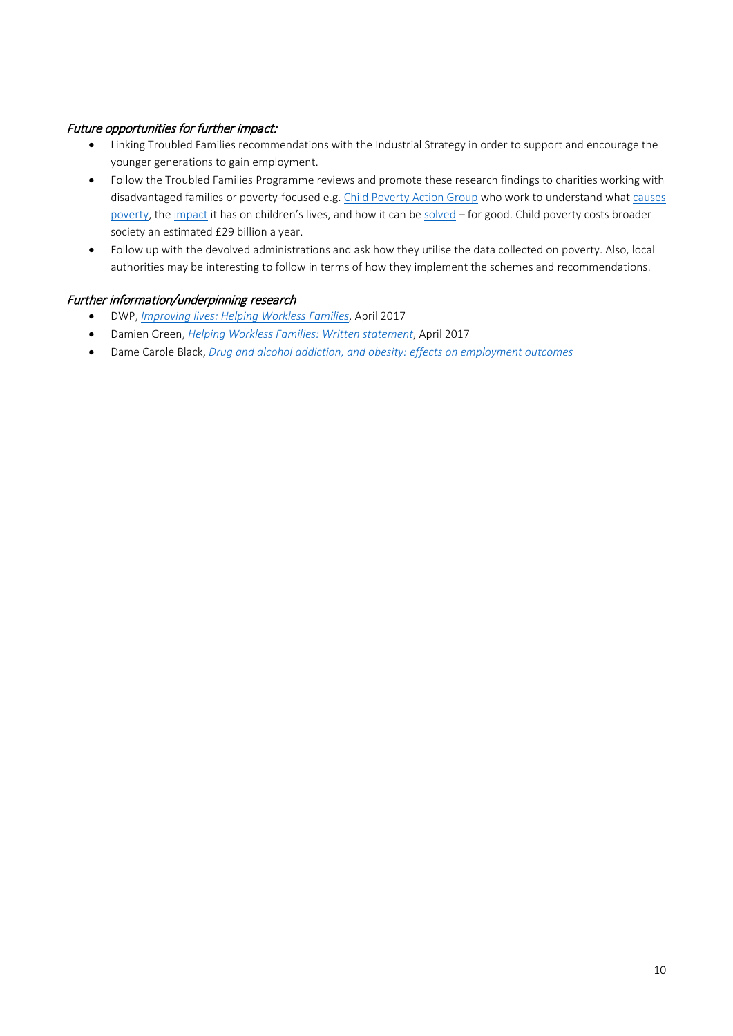### *Future opportunities for further impact:*

- Linking Troubled Families recommendations with the Industrial Strategy in order to support and encourage the younger generations to gain employment.
- Follow the Troubled Families Programme reviews and promote these research findings to charities working with disadvantaged families or poverty-focused e.g. Child Poverty Action Group who work to understand what causes poverty, the impact it has on children's lives, and how it can be solved – for good. Child poverty costs broader society an estimated £29 billion a year.
- Follow up with the devolved administrations and ask how they utilise the data collected on poverty. Also, local authorities may be interesting to follow in terms of how they implement the schemes and recommendations.

### *Further information/underpinning research*

- DWP, *Improving lives: Helping Workless Families*, April 2017
- Damien Green, *Helping Workless Families: Written statement*, April 2017
- Dame Carole Black, *Drug and alcohol addiction, and obesity: effects on employment outcomes*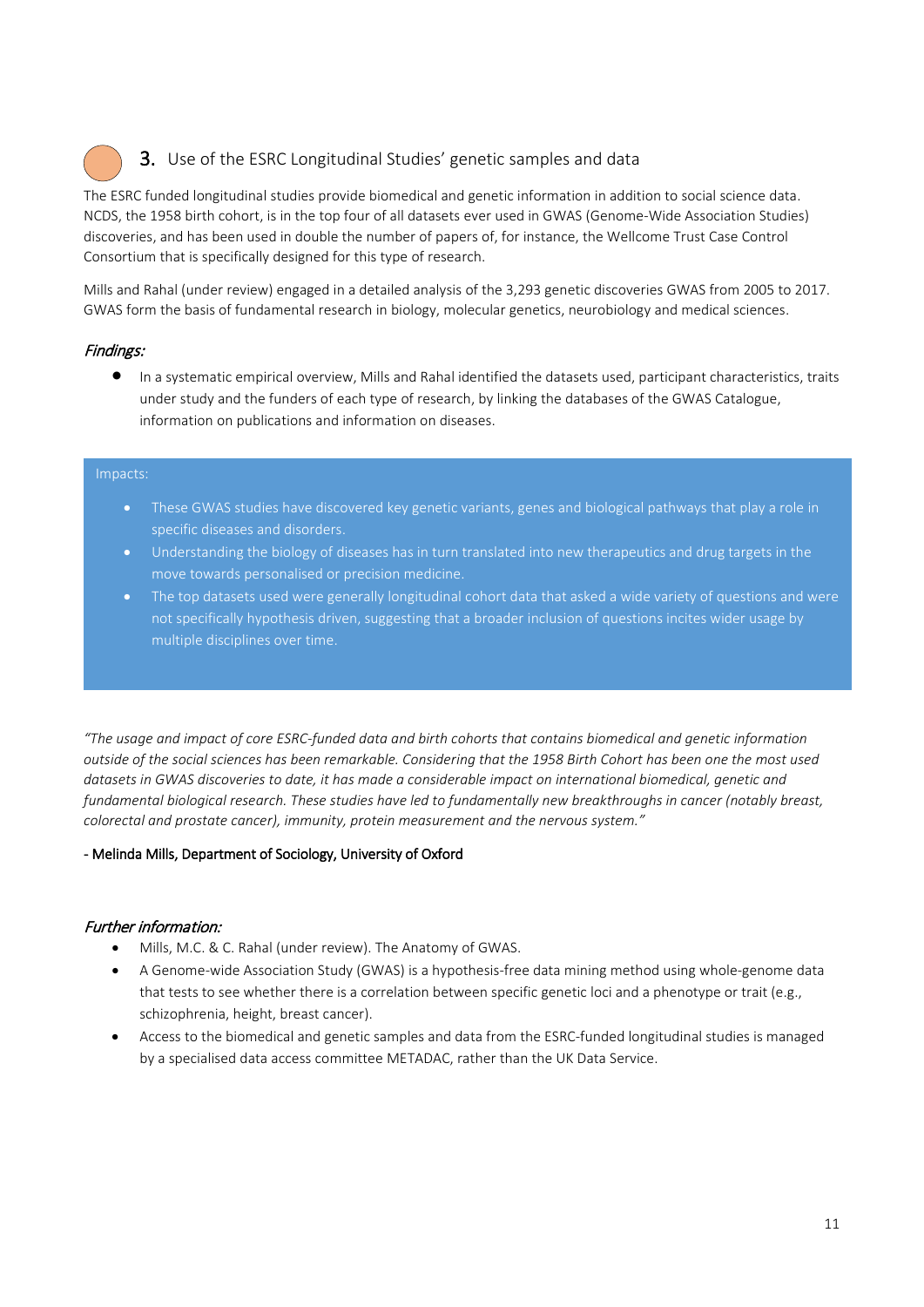## 3. Use of the ESRC Longitudinal Studies' genetic samples and data

The ESRC funded longitudinal studies provide biomedical and genetic information in addition to social science data. NCDS, the 1958 birth cohort, is in the top four of all datasets ever used in GWAS (Genome-Wide Association Studies) discoveries, and has been used in double the number of papers of, for instance, the Wellcome Trust Case Control Consortium that is specifically designed for this type of research.

Mills and Rahal (under review) engaged in a detailed analysis of the 3,293 genetic discoveries GWAS from 2005 to 2017. GWAS form the basis of fundamental research in biology, molecular genetics, neurobiology and medical sciences.

### *Findings:*

- In a systematic empirical overview, Mills and Rahal identified the datasets used, participant characteristics, traits under study and the funders of each type of research, by linking the databases of the GWAS Catalogue, information on publications and information on diseases.

Impacts:

- These GWAS studies have discovered key genetic variants, genes and biological pathways that play a role in specific diseases and disorders.
- Understanding the biology of diseases has in turn translated into new therapeutics and drug targets in the move towards personalised or precision medicine.
- The top datasets used were generally longitudinal cohort data that asked a wide variety of questions and were not specifically hypothesis driven, suggesting that a broader inclusion of questions incites wider usage by multiple disciplines over time.

*"The usage and impact of core ESRC-funded data and birth cohorts that contains biomedical and genetic information outside of the social sciences has been remarkable. Considering that the 1958 Birth Cohort has been one the most used datasets in GWAS discoveries to date, it has made a considerable impact on international biomedical, genetic and fundamental biological research. These studies have led to fundamentally new breakthroughs in cancer (notably breast, colorectal and prostate cancer), immunity, protein measurement and the nervous system."*

**- Melinda Mills, Department of Sociology, University of Oxford**

### *Further information:*

- Mills, M.C. & C. Rahal (under review). The Anatomy of GWAS.
- A Genome-wide Association Study (GWAS) is a hypothesis-free data mining method using whole-genome data that tests to see whether there is a correlation between specific genetic loci and a phenotype or trait (e.g., schizophrenia, height, breast cancer).
- Access to the biomedical and genetic samples and data from the ESRC-funded longitudinal studies is managed by a specialised data access committee METADAC, rather than the UK Data Service.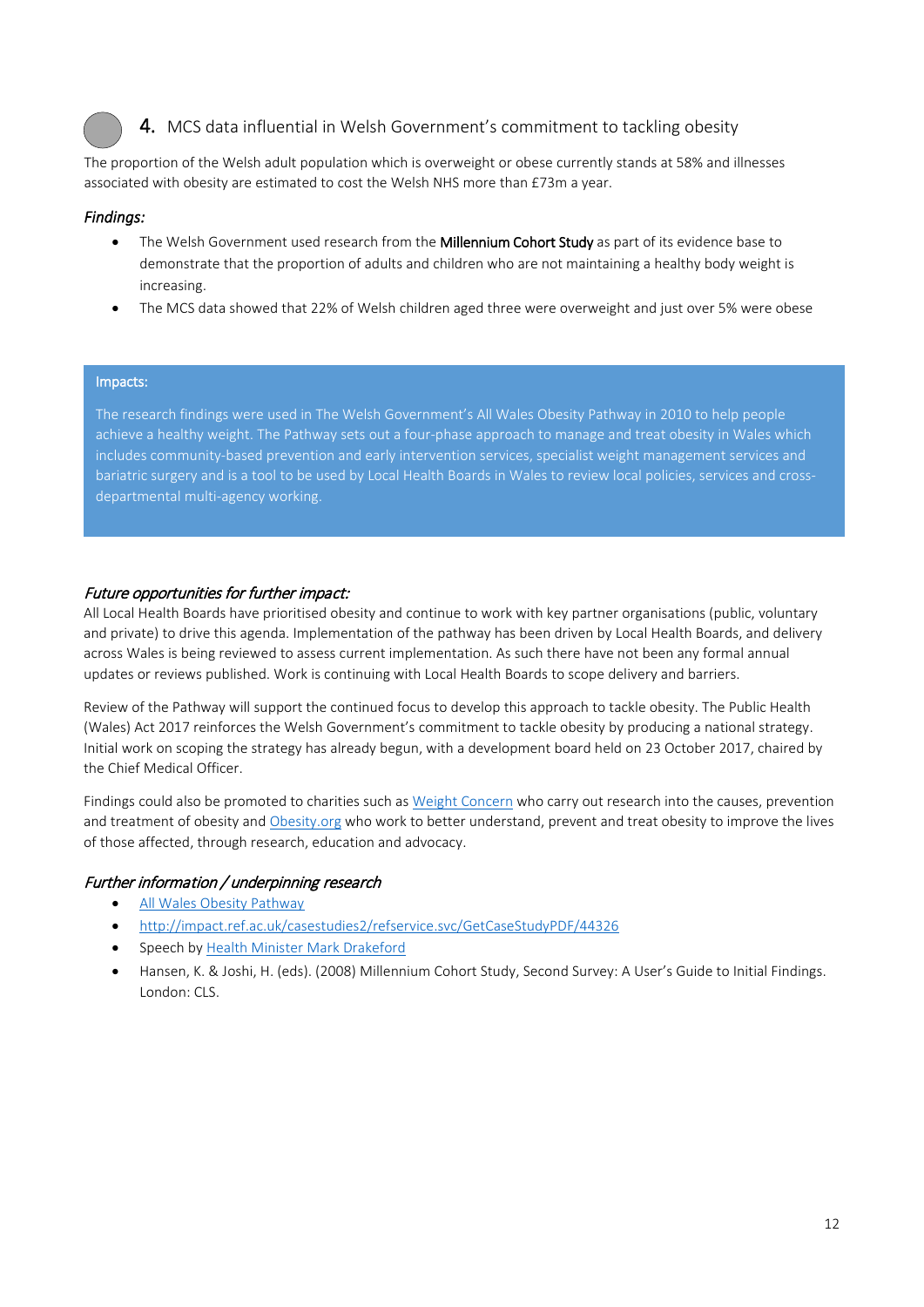## 4. MCS data influential in Welsh Government's commitment to tackling obesity

The proportion of the Welsh adult population which is overweight or obese currently stands at 58% and illnesses associated with obesity are estimated to cost the Welsh NHS more than £73m a year.

*Findings:*

- The Welsh Government used research from the **Millennium Cohort Study** as part of its evidence base to demonstrate that the proportion of adults and children who are not maintaining a healthy body weight is increasing.
- The MCS data showed that 22% of Welsh children aged three were overweight and just over 5% were obese

**Impacts:**

The research findings were used in The Welsh Government's All Wales Obesity Pathway in 2010 to help people achieve a healthy weight. The Pathway sets out a four-phase approach to manage and treat obesity in Wales which includes community-based prevention and early intervention services, specialist weight management services and bariatric surgery and is a tool to be used by Local Health Boards in Wales to review local policies, services and cross-departmental multi-agency working.

### *Future opportunities for further impact:*

All Local Health Boards have prioritised obesity and continue to work with key partner organisations (public, voluntary and private) to drive this agenda. Implementation of the pathway has been driven by Local Health Boards, and delivery across Wales is being reviewed to assess current implementation. As such there have not been any formal annual updates or reviews published. Work is continuing with Local Health Boards to scope delivery and barriers.

Review of the Pathway will support the continued focus to develop this approach to tackle obesity. The Public Health (Wales) Act 2017 reinforces the Welsh Government's commitment to tackle obesity by producing a national strategy. Initial work on scoping the strategy has already begun, with a development board held on 23 October 2017, chaired by the Chief Medical Officer.

Findings could also be promoted to charities such as Weight Concern who carry out research into the causes, prevention and treatment of obesity and Obesity.org who work to better understand, prevent and treat obesity to improve the lives of those affected, through research, education and advocacy.

### *Further information / underpinning research*

- All Wales Obesity Pathway
- http://impact.ref.ac.uk/casestudies2/refservice.svc/GetCaseStudyPDF/44326
- Speech by Health Minister Mark Drakeford
- Hansen, K. & Joshi, H. (eds). (2008) Millennium Cohort Study, Second Survey: A User's Guide to Initial Findings. London: CLS.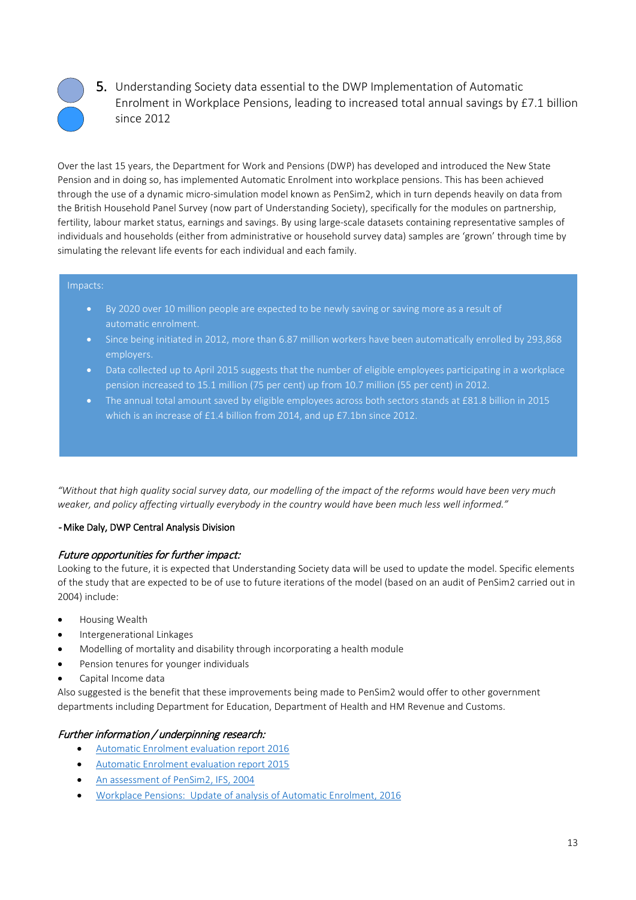## 5. Understanding Society data essential to the DWP Implementation of Automatic Enrolment in Workplace Pensions, leading to increased total annual savings by £7.1 billion since 2012

Over the last 15 years, the Department for Work and Pensions (DWP) has developed and introduced the New State Pension and in doing so, has implemented Automatic Enrolment into workplace pensions. This has been achieved through the use of a dynamic micro-simulation model known as PenSim2, which in turn depends heavily on data from the British Household Panel Survey (now part of Understanding Society), specifically for the modules on partnership, fertility, labour market status, earnings and savings. By using large-scale datasets containing representative samples of individuals and households (either from administrative or household survey data) samples are 'grown' through time by simulating the relevant life events for each individual and each family.

Impacts:

- By 2020 over 10 million people are expected to be newly saving or saving more as a result of automatic enrolment.
- Since being initiated in 2012, more than 6.87 million workers have been automatically enrolled by 293,868 employers.
- Data collected up to April 2015 suggests that the number of eligible employees participating in a workplace pension increased to 15.1 million (75 per cent) up from 10.7 million (55 per cent) in 2012.
- The annual total amount saved by eligible employees across both sectors stands at £81.8 billion in 2015 which is an increase of £1.4 billion from 2014, and up £7.1bn since 2012.

*"Without that high quality social survey data, our modelling of the impact of the reforms would have been very much weaker, and policy affecting virtually everybody in the country would have been much less well informed."*

- Mike Daly, DWP Central Analysis Division

### *Future opportunities for further impact:*

Looking to the future, it is expected that Understanding Society data will be used to update the model. Specific elements of the study that are expected to be of use to future iterations of the model (based on an audit of PenSim2 carried out in 2004) include:

- Housing Wealth
- Intergenerational Linkages
- Modelling of mortality and disability through incorporating a health module
- Pension tenures for younger individuals
- Capital Income data

Also suggested is the benefit that these improvements being made to PenSim2 would offer to other government departments including Department for Education, Department of Health and HM Revenue and Customs.

### *Further information / underpinning research:*

- Automatic Enrolment evaluation report 2016
- Automatic Enrolment evaluation report 2015
- An assessment of PenSim2, IFS, 2004
- Workplace Pensions: Update of analysis of Automatic Enrolment, 2016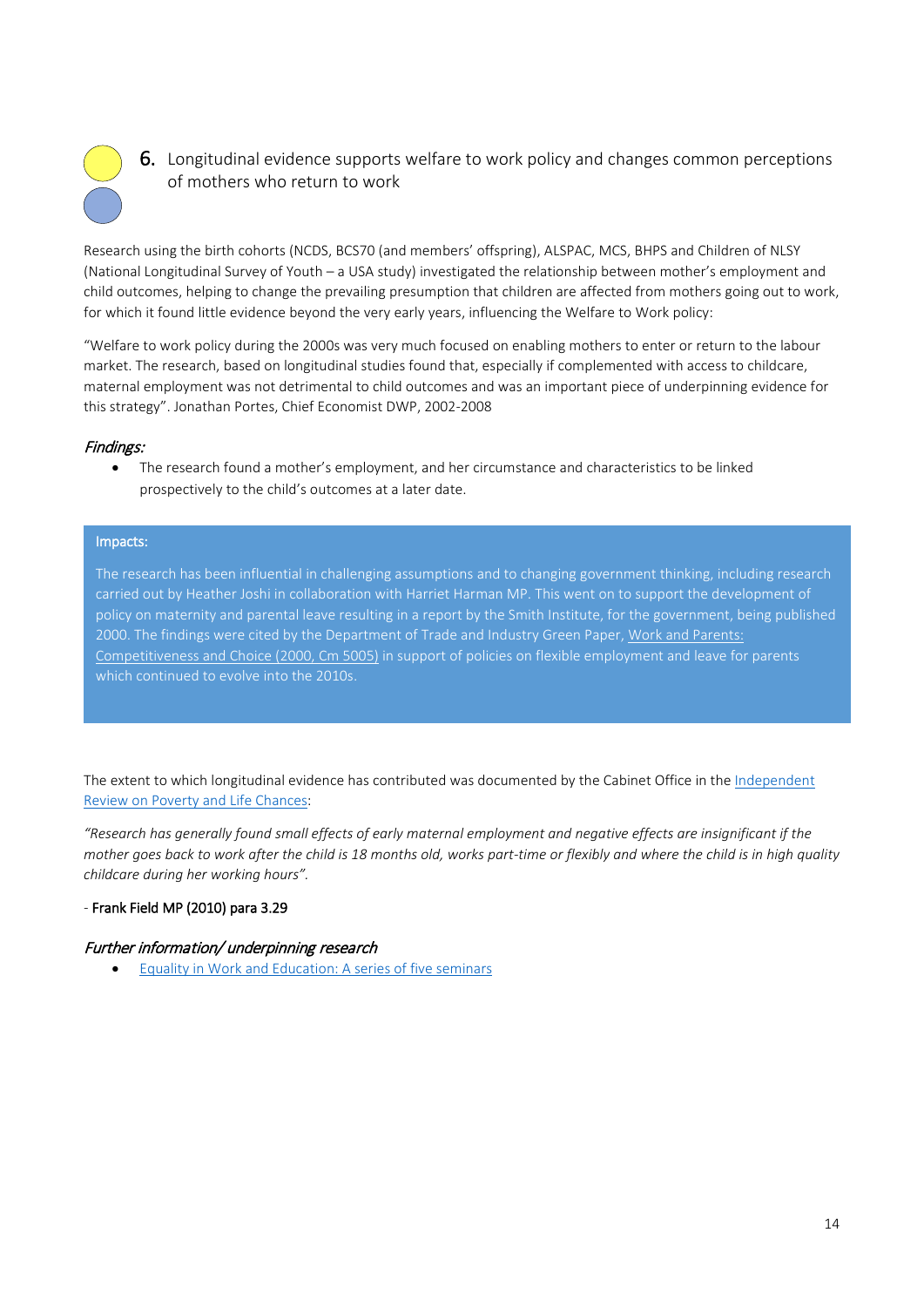## 6. Longitudinal evidence supports welfare to work policy and changes common perceptions of mothers who return to work

Research using the birth cohorts (NCDS, BCS70 (and members' offspring), ALSPAC, MCS, BHPS and Children of NLSY (National Longitudinal Survey of Youth – a USA study) investigated the relationship between mother's employment and child outcomes, helping to change the prevailing presumption that children are affected from mothers going out to work, for which it found little evidence beyond the very early years, influencing the Welfare to Work policy:

"Welfare to work policy during the 2000s was very much focused on enabling mothers to enter or return to the labour market. The research, based on longitudinal studies found that, especially if complemented with access to childcare, maternal employment was not detrimental to child outcomes and was an important piece of underpinning evidence for this strategy". Jonathan Portes, Chief Economist DWP, 2002-2008

### *Findings:*

- The research found a mother's employment, and her circumstance and characteristics to be linked prospectively to the child's outcomes at a later date.

**Impacts:**

The research has been influential in challenging assumptions and to changing government thinking, including research carried out by Heather Joshi in collaboration with Harriet Harman MP. This went on to support the development of policy on maternity and parental leave resulting in a report by the Smith Institute, for the government, being published 2000. The findings were cited by the Department of Trade and Industry Green Paper, Work and Parents: Competitiveness and Choice (2000, Cm 5005) in support of policies on flexible employment and leave for parents which continued to evolve into the 2010s.

The extent to which longitudinal evidence has contributed was documented by the Cabinet Office in the Independent Review on Poverty and Life Chances:

*"Research has generally found small effects of early maternal employment and negative effects are insignificant if the mother goes back to work after the child is 18 months old, works part-time or flexibly and where the child is in high quality childcare during her working hours".*

\- Frank Field MP (2010) para 3.29

### *Further information/ underpinning research*

- Equality in Work and Education: A series of five seminars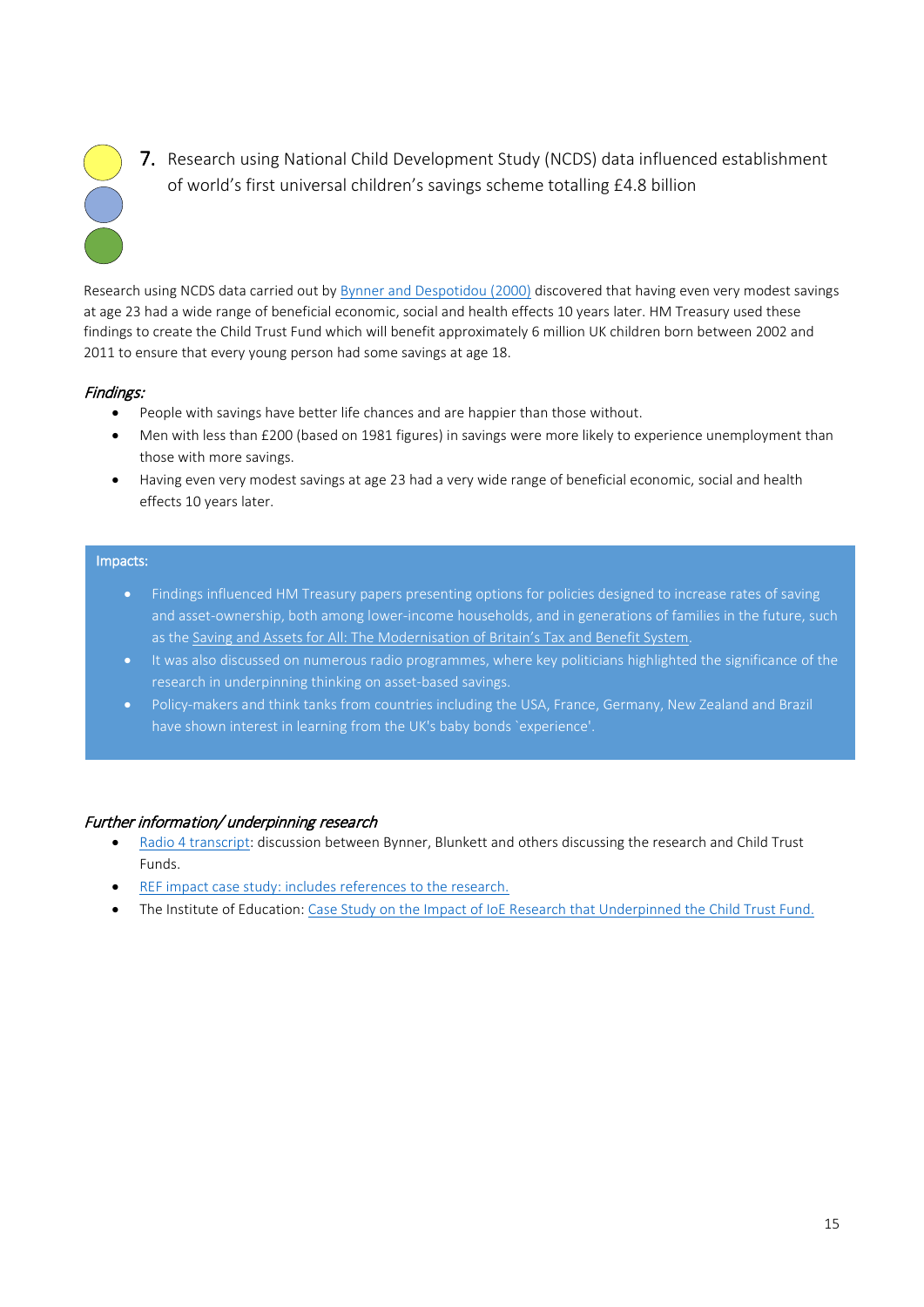## 7. Research using National Child Development Study (NCDS) data influenced establishment of world's first universal children's savings scheme totalling £4.8 billion

Research using NCDS data carried out by Bynner and Despotidou (2000) discovered that having even very modest savings at age 23 had a wide range of beneficial economic, social and health effects 10 years later. HM Treasury used these findings to create the Child Trust Fund which will benefit approximately 6 million UK children born between 2002 and 2011 to ensure that every young person had some savings at age 18.

*Findings:*

- People with savings have better life chances and are happier than those without.
- Men with less than £200 (based on 1981 figures) in savings were more likely to experience unemployment than those with more savings.
- Having even very modest savings at age 23 had a very wide range of beneficial economic, social and health effects 10 years later.

**Impacts:**

- Findings influenced HM Treasury papers presenting options for policies designed to increase rates of saving and asset-ownership, both among lower-income households, and in generations of families in the future, such as the Saving and Assets for All: The Modernisation of Britain's Tax and Benefit System.
- It was also discussed on numerous radio programmes, where key politicians highlighted the significance of the research in underpinning thinking on asset-based savings.
- Policy-makers and think tanks from countries including the USA, France, Germany, New Zealand and Brazil have shown interest in learning from the UK's baby bonds `experience'.

*Further information/ underpinning research*

- Radio 4 transcript: discussion between Bynner, Blunkett and others discussing the research and Child Trust Funds.
- REF impact case study: includes references to the research.
- The Institute of Education: Case Study on the Impact of IoE Research that Underpinned the Child Trust Fund.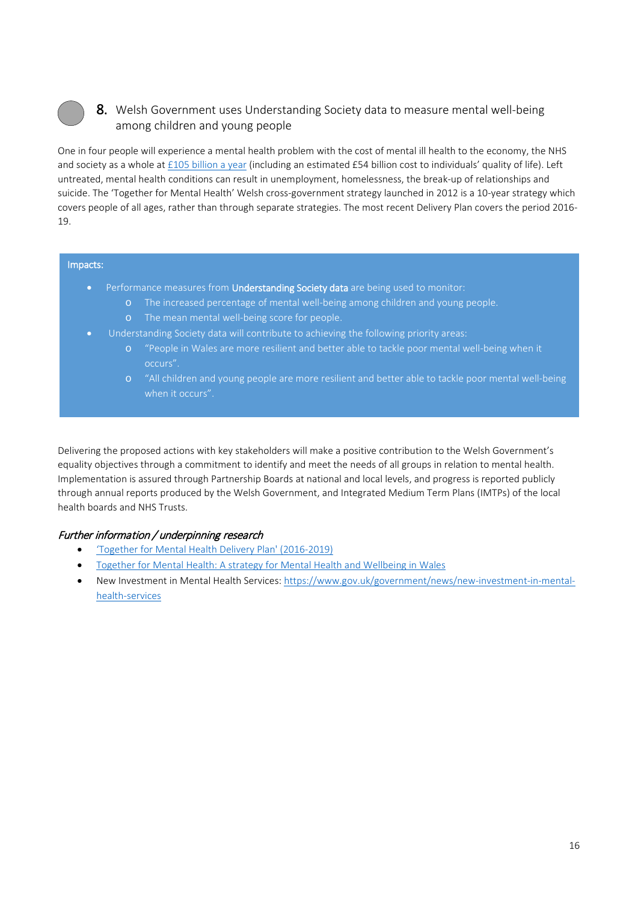## 8. Welsh Government uses Understanding Society data to measure mental well-being among children and young people

One in four people will experience a mental health problem with the cost of mental ill health to the economy, the NHS and society as a whole at £105 billion a year (including an estimated £54 billion cost to individuals' quality of life). Left untreated, mental health conditions can result in unemployment, homelessness, the break-up of relationships and suicide. The 'Together for Mental Health' Welsh cross-government strategy launched in 2012 is a 10-year strategy which covers people of all ages, rather than through separate strategies. The most recent Delivery Plan covers the period 2016-19.

**Impacts:**

- Performance measures from **Understanding Society data** are being used to monitor:
  - The increased percentage of mental well-being among children and young people.
  - The mean mental well-being score for people.
- Understanding Society data will contribute to achieving the following priority areas:
  - "People in Wales are more resilient and better able to tackle poor mental well-being when it occurs".
  - "All children and young people are more resilient and better able to tackle poor mental well-being when it occurs".

Delivering the proposed actions with key stakeholders will make a positive contribution to the Welsh Government's equality objectives through a commitment to identify and meet the needs of all groups in relation to mental health. Implementation is assured through Partnership Boards at national and local levels, and progress is reported publicly through annual reports produced by the Welsh Government, and Integrated Medium Term Plans (IMTPs) of the local health boards and NHS Trusts.

*Further information / underpinning research*

- 'Together for Mental Health Delivery Plan' (2016-2019)
- Together for Mental Health: A strategy for Mental Health and Wellbeing in Wales
- New Investment in Mental Health Services: https://www.gov.uk/government/news/new-investment-in-mental-health-services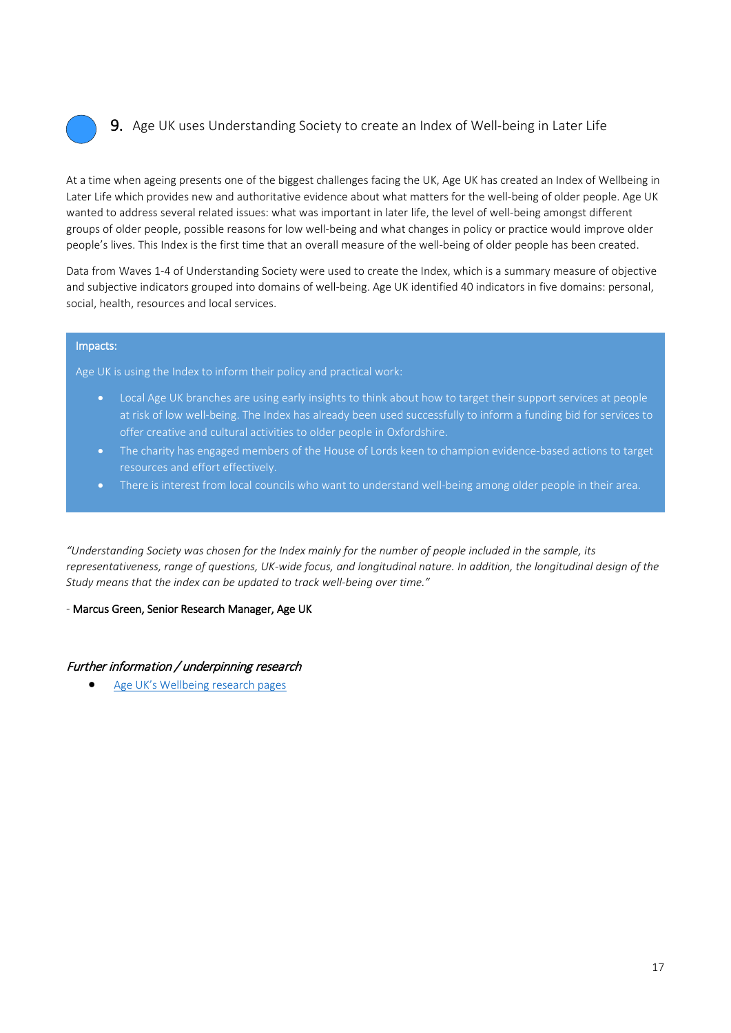## 9. Age UK uses Understanding Society to create an Index of Well-being in Later Life

At a time when ageing presents one of the biggest challenges facing the UK, Age UK has created an Index of Wellbeing in Later Life which provides new and authoritative evidence about what matters for the well-being of older people. Age UK wanted to address several related issues: what was important in later life, the level of well-being amongst different groups of older people, possible reasons for low well-being and what changes in policy or practice would improve older people's lives. This Index is the first time that an overall measure of the well-being of older people has been created.

Data from Waves 1-4 of Understanding Society were used to create the Index, which is a summary measure of objective and subjective indicators grouped into domains of well-being. Age UK identified 40 indicators in five domains: personal, social, health, resources and local services.

**Impacts:**

Age UK is using the Index to inform their policy and practical work:

- Local Age UK branches are using early insights to think about how to target their support services at people at risk of low well-being. The Index has already been used successfully to inform a funding bid for services to offer creative and cultural activities to older people in Oxfordshire.
- The charity has engaged members of the House of Lords keen to champion evidence-based actions to target resources and effort effectively.
- There is interest from local councils who want to understand well-being among older people in their area.

*"Understanding Society was chosen for the Index mainly for the number of people included in the sample, its representativeness, range of questions, UK-wide focus, and longitudinal nature. In addition, the longitudinal design of the Study means that the index can be updated to track well-being over time."*

\- Marcus Green, Senior Research Manager, Age UK

### *Further information / underpinning research*

- Age UK's Wellbeing research pages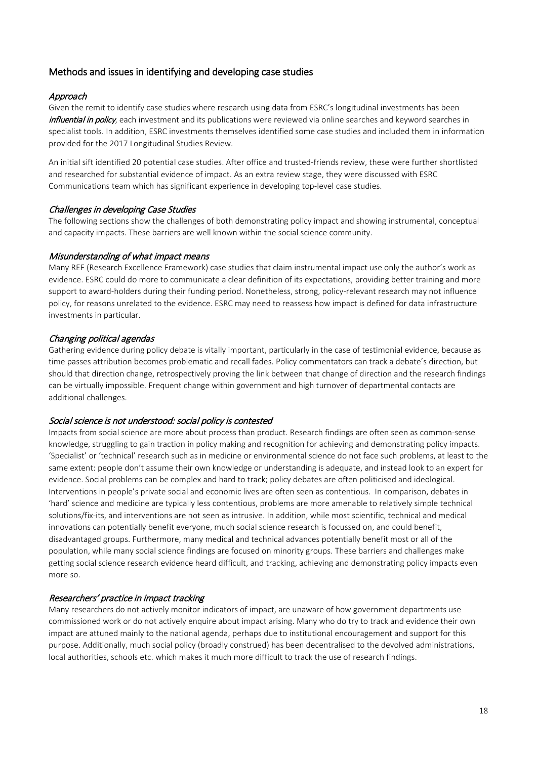## Methods and issues in identifying and developing case studies

### *Approach*

Given the remit to identify case studies where research using data from ESRC's longitudinal investments has been ***influential in policy***, each investment and its publications were reviewed via online searches and keyword searches in specialist tools. In addition, ESRC investments themselves identified some case studies and included them in information provided for the 2017 Longitudinal Studies Review.

An initial sift identified 20 potential case studies. After office and trusted-friends review, these were further shortlisted and researched for substantial evidence of impact. As an extra review stage, they were discussed with ESRC Communications team which has significant experience in developing top-level case studies.

### *Challenges in developing Case Studies*

The following sections show the challenges of both demonstrating policy impact and showing instrumental, conceptual and capacity impacts. These barriers are well known within the social science community.

### *Misunderstanding of what impact means*

Many REF (Research Excellence Framework) case studies that claim instrumental impact use only the author's work as evidence. ESRC could do more to communicate a clear definition of its expectations, providing better training and more support to award-holders during their funding period. Nonetheless, strong, policy-relevant research may not influence policy, for reasons unrelated to the evidence. ESRC may need to reassess how impact is defined for data infrastructure investments in particular.

### *Changing political agendas*

Gathering evidence during policy debate is vitally important, particularly in the case of testimonial evidence, because as time passes attribution becomes problematic and recall fades. Policy commentators can track a debate's direction, but should that direction change, retrospectively proving the link between that change of direction and the research findings can be virtually impossible. Frequent change within government and high turnover of departmental contacts are additional challenges.

### *Social science is not understood: social policy is contested*

Impacts from social science are more about process than product. Research findings are often seen as common-sense knowledge, struggling to gain traction in policy making and recognition for achieving and demonstrating policy impacts. 'Specialist' or 'technical' research such as in medicine or environmental science do not face such problems, at least to the same extent: people don't assume their own knowledge or understanding is adequate, and instead look to an expert for evidence. Social problems can be complex and hard to track; policy debates are often politicised and ideological. Interventions in people's private social and economic lives are often seen as contentious. In comparison, debates in 'hard' science and medicine are typically less contentious, problems are more amenable to relatively simple technical solutions/fix-its, and interventions are not seen as intrusive. In addition, while most scientific, technical and medical innovations can potentially benefit everyone, much social science research is focussed on, and could benefit, disadvantaged groups. Furthermore, many medical and technical advances potentially benefit most or all of the population, while many social science findings are focused on minority groups. These barriers and challenges make getting social science research evidence heard difficult, and tracking, achieving and demonstrating policy impacts even more so.

### *Researchers' practice in impact tracking*

Many researchers do not actively monitor indicators of impact, are unaware of how government departments use commissioned work or do not actively enquire about impact arising. Many who do try to track and evidence their own impact are attuned mainly to the national agenda, perhaps due to institutional encouragement and support for this purpose. Additionally, much social policy (broadly construed) has been decentralised to the devolved administrations, local authorities, schools etc. which makes it much more difficult to track the use of research findings.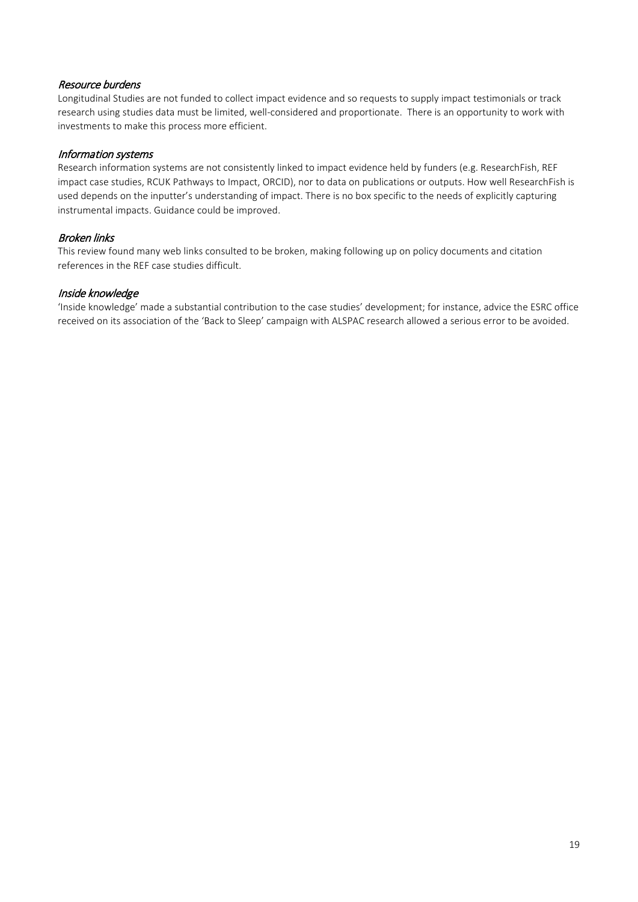*Resource burdens*

Longitudinal Studies are not funded to collect impact evidence and so requests to supply impact testimonials or track research using studies data must be limited, well-considered and proportionate. There is an opportunity to work with investments to make this process more efficient.

*Information systems*

Research information systems are not consistently linked to impact evidence held by funders (e.g. ResearchFish, REF impact case studies, RCUK Pathways to Impact, ORCID), nor to data on publications or outputs. How well ResearchFish is used depends on the inputter's understanding of impact. There is no box specific to the needs of explicitly capturing instrumental impacts. Guidance could be improved.

*Broken links*

This review found many web links consulted to be broken, making following up on policy documents and citation references in the REF case studies difficult.

*Inside knowledge*

'Inside knowledge' made a substantial contribution to the case studies' development; for instance, advice the ESRC office received on its association of the 'Back to Sleep' campaign with ALSPAC research allowed a serious error to be avoided.